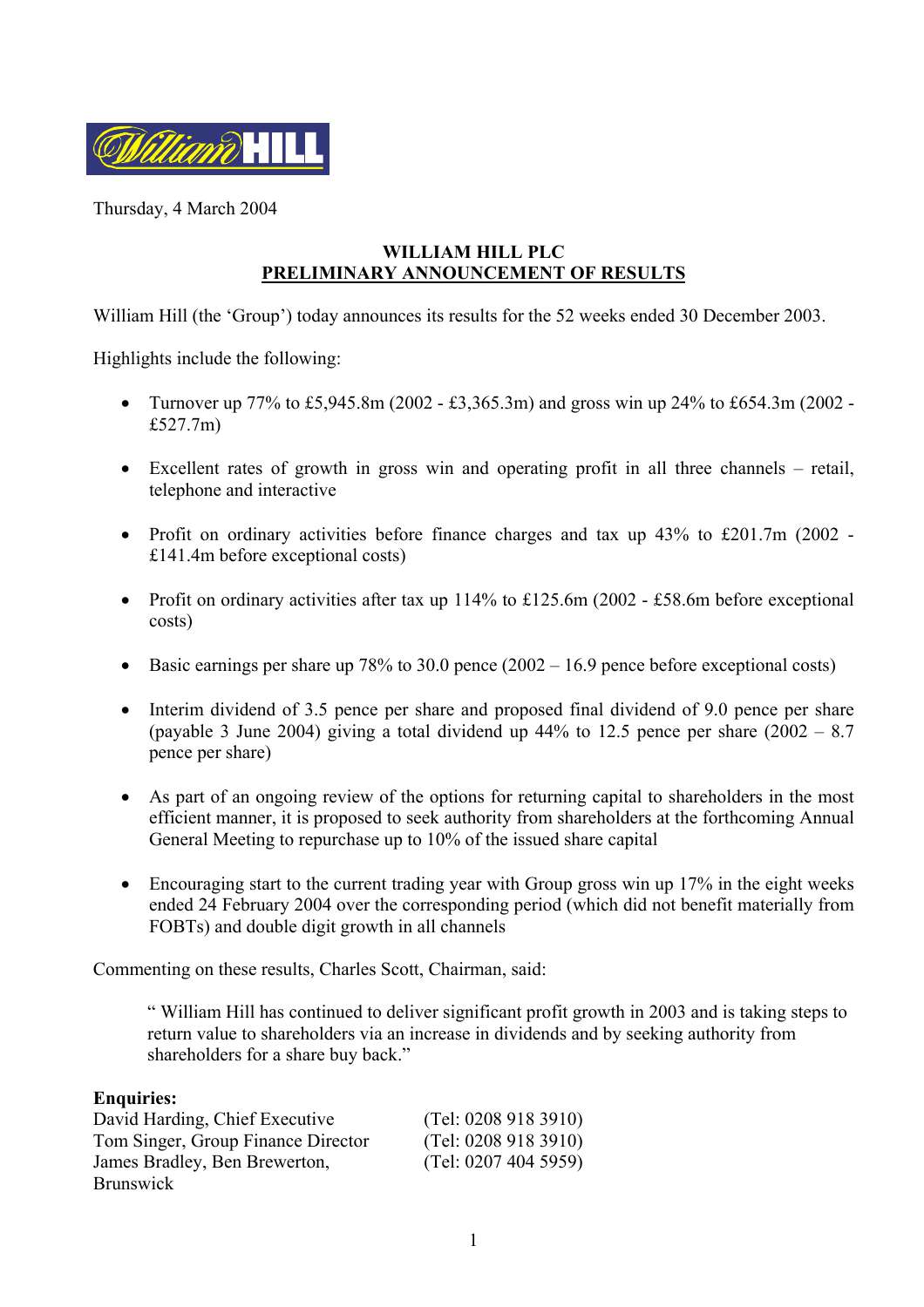Thursday, 4 March 2004

**WILLIAM HILL PLC**
**PRELIMINARY ANNOUNCEMENT OF RESULTS**

William Hill (the 'Group') today announces its results for the 52 weeks ended 30 December 2003.

Highlights include the following:

- Turnover up 77% to £5,945.8m (2002 - £3,365.3m) and gross win up 24% to £654.3m (2002 - £527.7m)
- Excellent rates of growth in gross win and operating profit in all three channels – retail, telephone and interactive
- Profit on ordinary activities before finance charges and tax up 43% to £201.7m (2002 - £141.4m before exceptional costs)
- Profit on ordinary activities after tax up 114% to £125.6m (2002 - £58.6m before exceptional costs)
- Basic earnings per share up 78% to 30.0 pence (2002 – 16.9 pence before exceptional costs)
- Interim dividend of 3.5 pence per share and proposed final dividend of 9.0 pence per share (payable 3 June 2004) giving a total dividend up 44% to 12.5 pence per share (2002 – 8.7 pence per share)
- As part of an ongoing review of the options for returning capital to shareholders in the most efficient manner, it is proposed to seek authority from shareholders at the forthcoming Annual General Meeting to repurchase up to 10% of the issued share capital
- Encouraging start to the current trading year with Group gross win up 17% in the eight weeks ended 24 February 2004 over the corresponding period (which did not benefit materially from FOBTs) and double digit growth in all channels

Commenting on these results, Charles Scott, Chairman, said:

> " William Hill has continued to deliver significant profit growth in 2003 and is taking steps to return value to shareholders via an increase in dividends and by seeking authority from shareholders for a share buy back."

**Enquiries:**

| | |
|---|---|
| David Harding, Chief Executive | (Tel: 0208 918 3910) |
| Tom Singer, Group Finance Director | (Tel: 0208 918 3910) |
| James Bradley, Ben Brewerton, Brunswick | (Tel: 0207 404 5959) |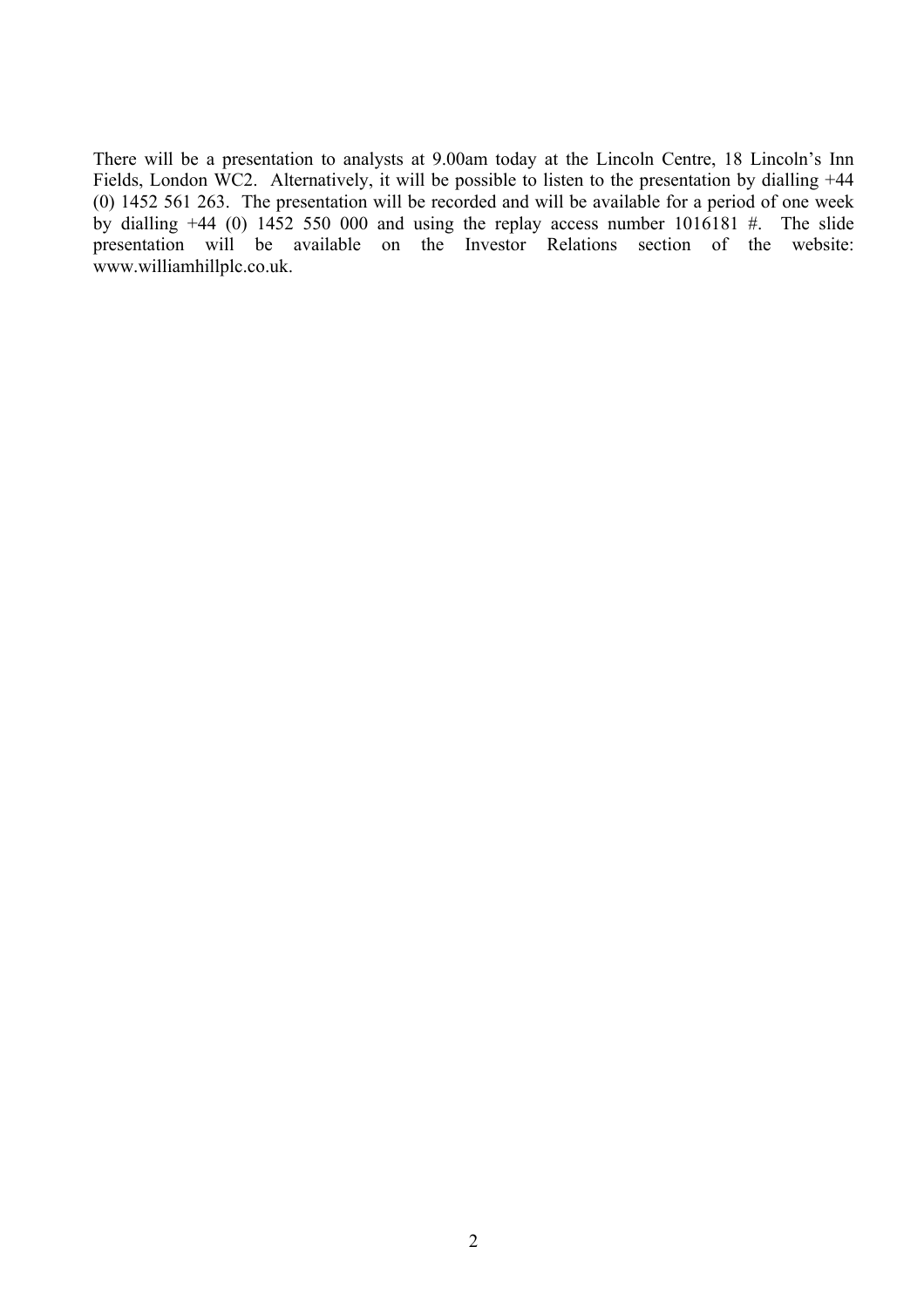There will be a presentation to analysts at 9.00am today at the Lincoln Centre, 18 Lincoln's Inn Fields, London WC2. Alternatively, it will be possible to listen to the presentation by dialling +44 (0) 1452 561 263. The presentation will be recorded and will be available for a period of one week by dialling +44 (0) 1452 550 000 and using the replay access number 1016181 #. The slide presentation will be available on the Investor Relations section of the website: www.williamhillplc.co.uk.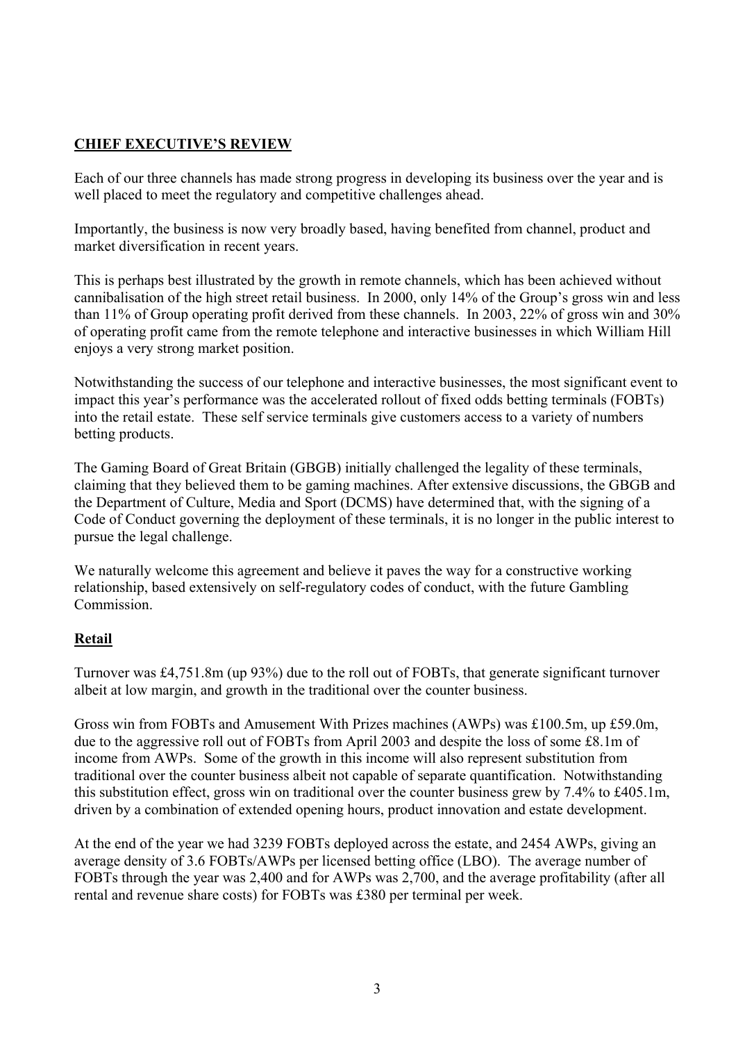## CHIEF EXECUTIVE'S REVIEW

Each of our three channels has made strong progress in developing its business over the year and is well placed to meet the regulatory and competitive challenges ahead.

Importantly, the business is now very broadly based, having benefited from channel, product and market diversification in recent years.

This is perhaps best illustrated by the growth in remote channels, which has been achieved without cannibalisation of the high street retail business. In 2000, only 14% of the Group's gross win and less than 11% of Group operating profit derived from these channels. In 2003, 22% of gross win and 30% of operating profit came from the remote telephone and interactive businesses in which William Hill enjoys a very strong market position.

Notwithstanding the success of our telephone and interactive businesses, the most significant event to impact this year's performance was the accelerated rollout of fixed odds betting terminals (FOBTs) into the retail estate. These self service terminals give customers access to a variety of numbers betting products.

The Gaming Board of Great Britain (GBGB) initially challenged the legality of these terminals, claiming that they believed them to be gaming machines. After extensive discussions, the GBGB and the Department of Culture, Media and Sport (DCMS) have determined that, with the signing of a Code of Conduct governing the deployment of these terminals, it is no longer in the public interest to pursue the legal challenge.

We naturally welcome this agreement and believe it paves the way for a constructive working relationship, based extensively on self-regulatory codes of conduct, with the future Gambling Commission.

### Retail

Turnover was £4,751.8m (up 93%) due to the roll out of FOBTs, that generate significant turnover albeit at low margin, and growth in the traditional over the counter business.

Gross win from FOBTs and Amusement With Prizes machines (AWPs) was £100.5m, up £59.0m, due to the aggressive roll out of FOBTs from April 2003 and despite the loss of some £8.1m of income from AWPs. Some of the growth in this income will also represent substitution from traditional over the counter business albeit not capable of separate quantification. Notwithstanding this substitution effect, gross win on traditional over the counter business grew by 7.4% to £405.1m, driven by a combination of extended opening hours, product innovation and estate development.

At the end of the year we had 3239 FOBTs deployed across the estate, and 2454 AWPs, giving an average density of 3.6 FOBTs/AWPs per licensed betting office (LBO). The average number of FOBTs through the year was 2,400 and for AWPs was 2,700, and the average profitability (after all rental and revenue share costs) for FOBTs was £380 per terminal per week.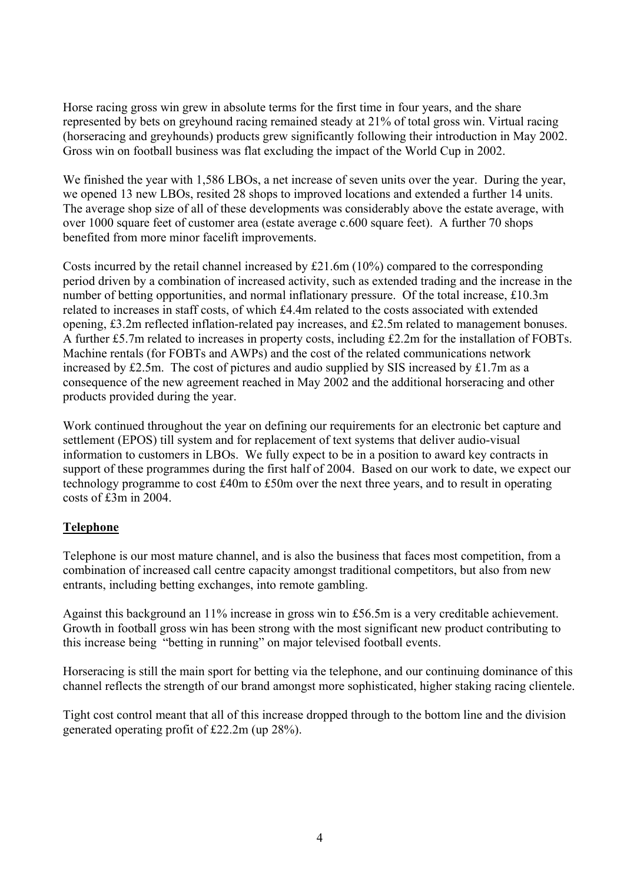Horse racing gross win grew in absolute terms for the first time in four years, and the share represented by bets on greyhound racing remained steady at 21% of total gross win. Virtual racing (horseracing and greyhounds) products grew significantly following their introduction in May 2002. Gross win on football business was flat excluding the impact of the World Cup in 2002.

We finished the year with 1,586 LBOs, a net increase of seven units over the year. During the year, we opened 13 new LBOs, resited 28 shops to improved locations and extended a further 14 units. The average shop size of all of these developments was considerably above the estate average, with over 1000 square feet of customer area (estate average c.600 square feet). A further 70 shops benefited from more minor facelift improvements.

Costs incurred by the retail channel increased by £21.6m (10%) compared to the corresponding period driven by a combination of increased activity, such as extended trading and the increase in the number of betting opportunities, and normal inflationary pressure. Of the total increase, £10.3m related to increases in staff costs, of which £4.4m related to the costs associated with extended opening, £3.2m reflected inflation-related pay increases, and £2.5m related to management bonuses. A further £5.7m related to increases in property costs, including £2.2m for the installation of FOBTs. Machine rentals (for FOBTs and AWPs) and the cost of the related communications network increased by £2.5m. The cost of pictures and audio supplied by SIS increased by £1.7m as a consequence of the new agreement reached in May 2002 and the additional horseracing and other products provided during the year.

Work continued throughout the year on defining our requirements for an electronic bet capture and settlement (EPOS) till system and for replacement of text systems that deliver audio-visual information to customers in LBOs. We fully expect to be in a position to award key contracts in support of these programmes during the first half of 2004. Based on our work to date, we expect our technology programme to cost £40m to £50m over the next three years, and to result in operating costs of £3m in 2004.

## Telephone

Telephone is our most mature channel, and is also the business that faces most competition, from a combination of increased call centre capacity amongst traditional competitors, but also from new entrants, including betting exchanges, into remote gambling.

Against this background an 11% increase in gross win to £56.5m is a very creditable achievement. Growth in football gross win has been strong with the most significant new product contributing to this increase being "betting in running" on major televised football events.

Horseracing is still the main sport for betting via the telephone, and our continuing dominance of this channel reflects the strength of our brand amongst more sophisticated, higher staking racing clientele.

Tight cost control meant that all of this increase dropped through to the bottom line and the division generated operating profit of £22.2m (up 28%).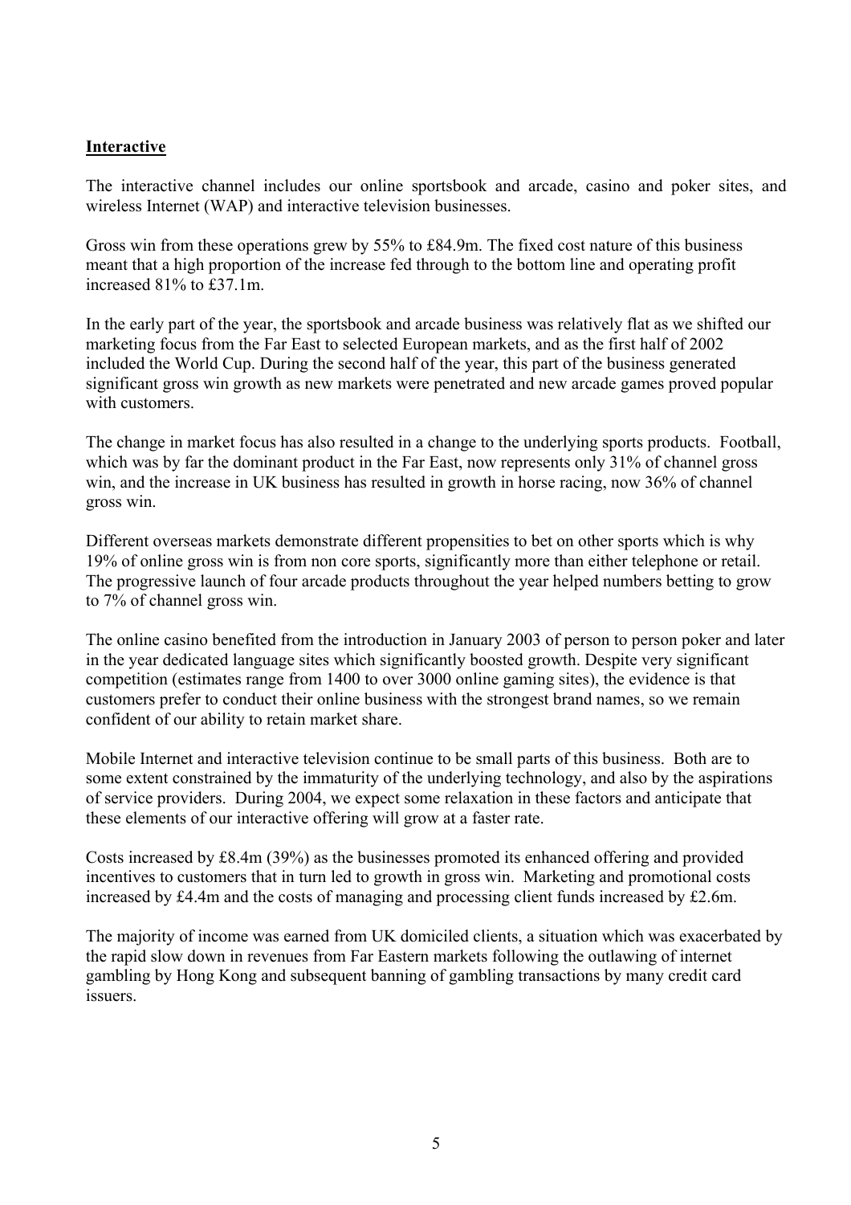**Interactive**

The interactive channel includes our online sportsbook and arcade, casino and poker sites, and wireless Internet (WAP) and interactive television businesses.

Gross win from these operations grew by 55% to £84.9m. The fixed cost nature of this business meant that a high proportion of the increase fed through to the bottom line and operating profit increased 81% to £37.1m.

In the early part of the year, the sportsbook and arcade business was relatively flat as we shifted our marketing focus from the Far East to selected European markets, and as the first half of 2002 included the World Cup. During the second half of the year, this part of the business generated significant gross win growth as new markets were penetrated and new arcade games proved popular with customers.

The change in market focus has also resulted in a change to the underlying sports products. Football, which was by far the dominant product in the Far East, now represents only 31% of channel gross win, and the increase in UK business has resulted in growth in horse racing, now 36% of channel gross win.

Different overseas markets demonstrate different propensities to bet on other sports which is why 19% of online gross win is from non core sports, significantly more than either telephone or retail. The progressive launch of four arcade products throughout the year helped numbers betting to grow to 7% of channel gross win.

The online casino benefited from the introduction in January 2003 of person to person poker and later in the year dedicated language sites which significantly boosted growth. Despite very significant competition (estimates range from 1400 to over 3000 online gaming sites), the evidence is that customers prefer to conduct their online business with the strongest brand names, so we remain confident of our ability to retain market share.

Mobile Internet and interactive television continue to be small parts of this business. Both are to some extent constrained by the immaturity of the underlying technology, and also by the aspirations of service providers. During 2004, we expect some relaxation in these factors and anticipate that these elements of our interactive offering will grow at a faster rate.

Costs increased by £8.4m (39%) as the businesses promoted its enhanced offering and provided incentives to customers that in turn led to growth in gross win. Marketing and promotional costs increased by £4.4m and the costs of managing and processing client funds increased by £2.6m.

The majority of income was earned from UK domiciled clients, a situation which was exacerbated by the rapid slow down in revenues from Far Eastern markets following the outlawing of internet gambling by Hong Kong and subsequent banning of gambling transactions by many credit card issuers.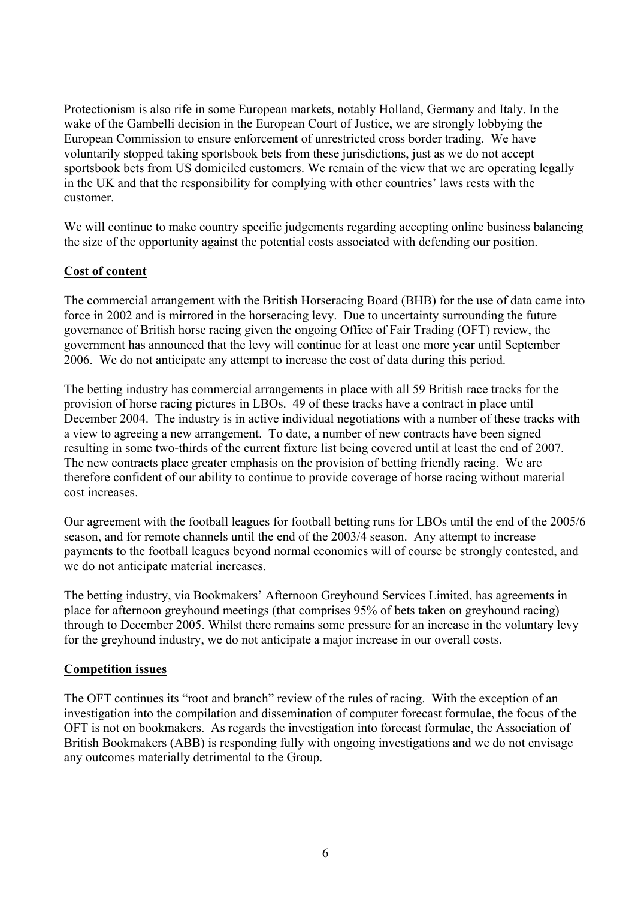Protectionism is also rife in some European markets, notably Holland, Germany and Italy. In the wake of the Gambelli decision in the European Court of Justice, we are strongly lobbying the European Commission to ensure enforcement of unrestricted cross border trading. We have voluntarily stopped taking sportsbook bets from these jurisdictions, just as we do not accept sportsbook bets from US domiciled customers. We remain of the view that we are operating legally in the UK and that the responsibility for complying with other countries' laws rests with the customer.

We will continue to make country specific judgements regarding accepting online business balancing the size of the opportunity against the potential costs associated with defending our position.

**Cost of content**

The commercial arrangement with the British Horseracing Board (BHB) for the use of data came into force in 2002 and is mirrored in the horseracing levy. Due to uncertainty surrounding the future governance of British horse racing given the ongoing Office of Fair Trading (OFT) review, the government has announced that the levy will continue for at least one more year until September 2006. We do not anticipate any attempt to increase the cost of data during this period.

The betting industry has commercial arrangements in place with all 59 British race tracks for the provision of horse racing pictures in LBOs. 49 of these tracks have a contract in place until December 2004. The industry is in active individual negotiations with a number of these tracks with a view to agreeing a new arrangement. To date, a number of new contracts have been signed resulting in some two-thirds of the current fixture list being covered until at least the end of 2007. The new contracts place greater emphasis on the provision of betting friendly racing. We are therefore confident of our ability to continue to provide coverage of horse racing without material cost increases.

Our agreement with the football leagues for football betting runs for LBOs until the end of the 2005/6 season, and for remote channels until the end of the 2003/4 season. Any attempt to increase payments to the football leagues beyond normal economics will of course be strongly contested, and we do not anticipate material increases.

The betting industry, via Bookmakers' Afternoon Greyhound Services Limited, has agreements in place for afternoon greyhound meetings (that comprises 95% of bets taken on greyhound racing) through to December 2005. Whilst there remains some pressure for an increase in the voluntary levy for the greyhound industry, we do not anticipate a major increase in our overall costs.

**Competition issues**

The OFT continues its "root and branch" review of the rules of racing. With the exception of an investigation into the compilation and dissemination of computer forecast formulae, the focus of the OFT is not on bookmakers. As regards the investigation into forecast formulae, the Association of British Bookmakers (ABB) is responding fully with ongoing investigations and we do not envisage any outcomes materially detrimental to the Group.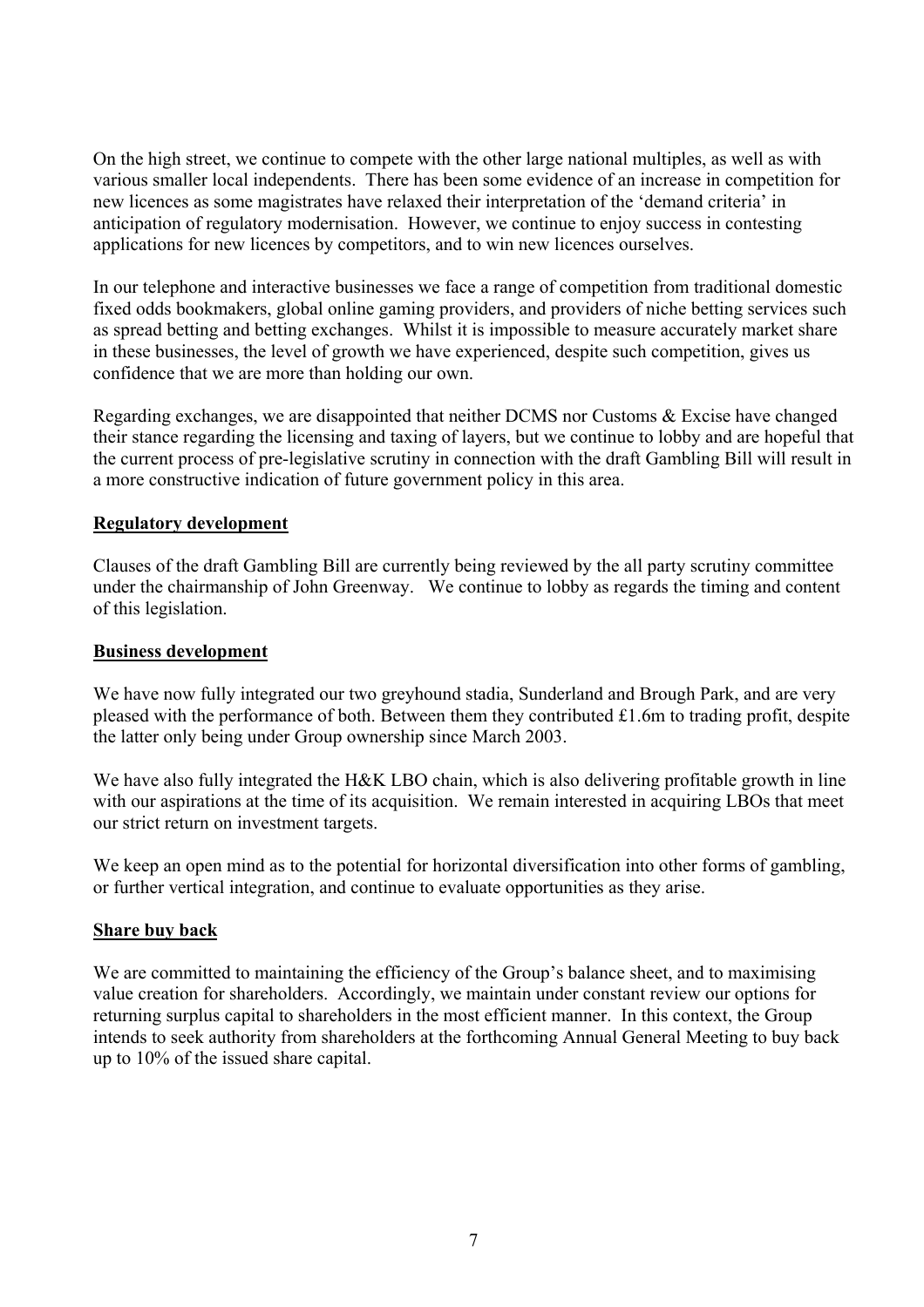On the high street, we continue to compete with the other large national multiples, as well as with various smaller local independents. There has been some evidence of an increase in competition for new licences as some magistrates have relaxed their interpretation of the 'demand criteria' in anticipation of regulatory modernisation. However, we continue to enjoy success in contesting applications for new licences by competitors, and to win new licences ourselves.

In our telephone and interactive businesses we face a range of competition from traditional domestic fixed odds bookmakers, global online gaming providers, and providers of niche betting services such as spread betting and betting exchanges. Whilst it is impossible to measure accurately market share in these businesses, the level of growth we have experienced, despite such competition, gives us confidence that we are more than holding our own.

Regarding exchanges, we are disappointed that neither DCMS nor Customs & Excise have changed their stance regarding the licensing and taxing of layers, but we continue to lobby and are hopeful that the current process of pre-legislative scrutiny in connection with the draft Gambling Bill will result in a more constructive indication of future government policy in this area.

## Regulatory development

Clauses of the draft Gambling Bill are currently being reviewed by the all party scrutiny committee under the chairmanship of John Greenway. We continue to lobby as regards the timing and content of this legislation.

## Business development

We have now fully integrated our two greyhound stadia, Sunderland and Brough Park, and are very pleased with the performance of both. Between them they contributed £1.6m to trading profit, despite the latter only being under Group ownership since March 2003.

We have also fully integrated the H&K LBO chain, which is also delivering profitable growth in line with our aspirations at the time of its acquisition. We remain interested in acquiring LBOs that meet our strict return on investment targets.

We keep an open mind as to the potential for horizontal diversification into other forms of gambling, or further vertical integration, and continue to evaluate opportunities as they arise.

## Share buy back

We are committed to maintaining the efficiency of the Group's balance sheet, and to maximising value creation for shareholders. Accordingly, we maintain under constant review our options for returning surplus capital to shareholders in the most efficient manner. In this context, the Group intends to seek authority from shareholders at the forthcoming Annual General Meeting to buy back up to 10% of the issued share capital.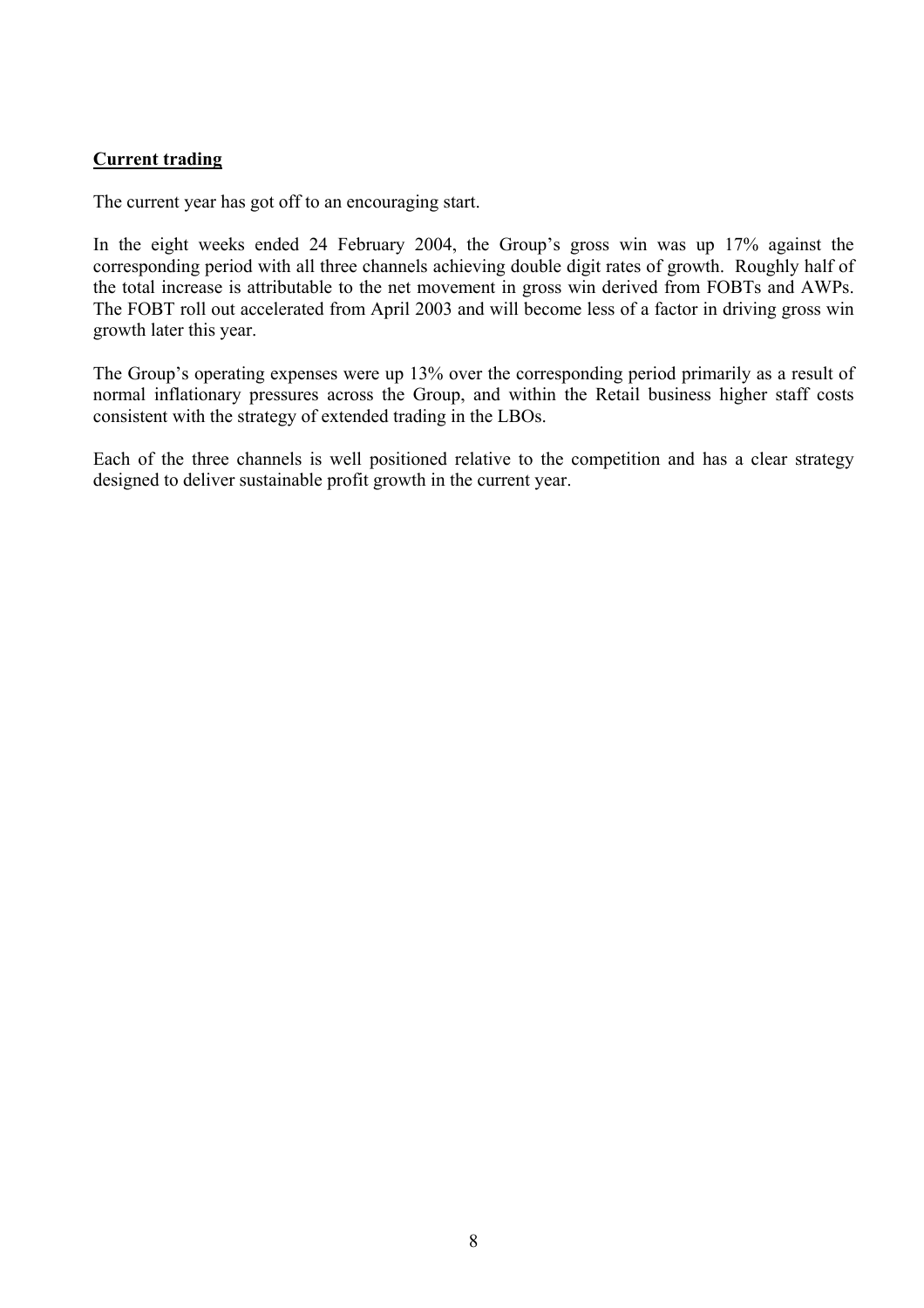## Current trading

The current year has got off to an encouraging start.

In the eight weeks ended 24 February 2004, the Group's gross win was up 17% against the corresponding period with all three channels achieving double digit rates of growth. Roughly half of the total increase is attributable to the net movement in gross win derived from FOBTs and AWPs. The FOBT roll out accelerated from April 2003 and will become less of a factor in driving gross win growth later this year.

The Group's operating expenses were up 13% over the corresponding period primarily as a result of normal inflationary pressures across the Group, and within the Retail business higher staff costs consistent with the strategy of extended trading in the LBOs.

Each of the three channels is well positioned relative to the competition and has a clear strategy designed to deliver sustainable profit growth in the current year.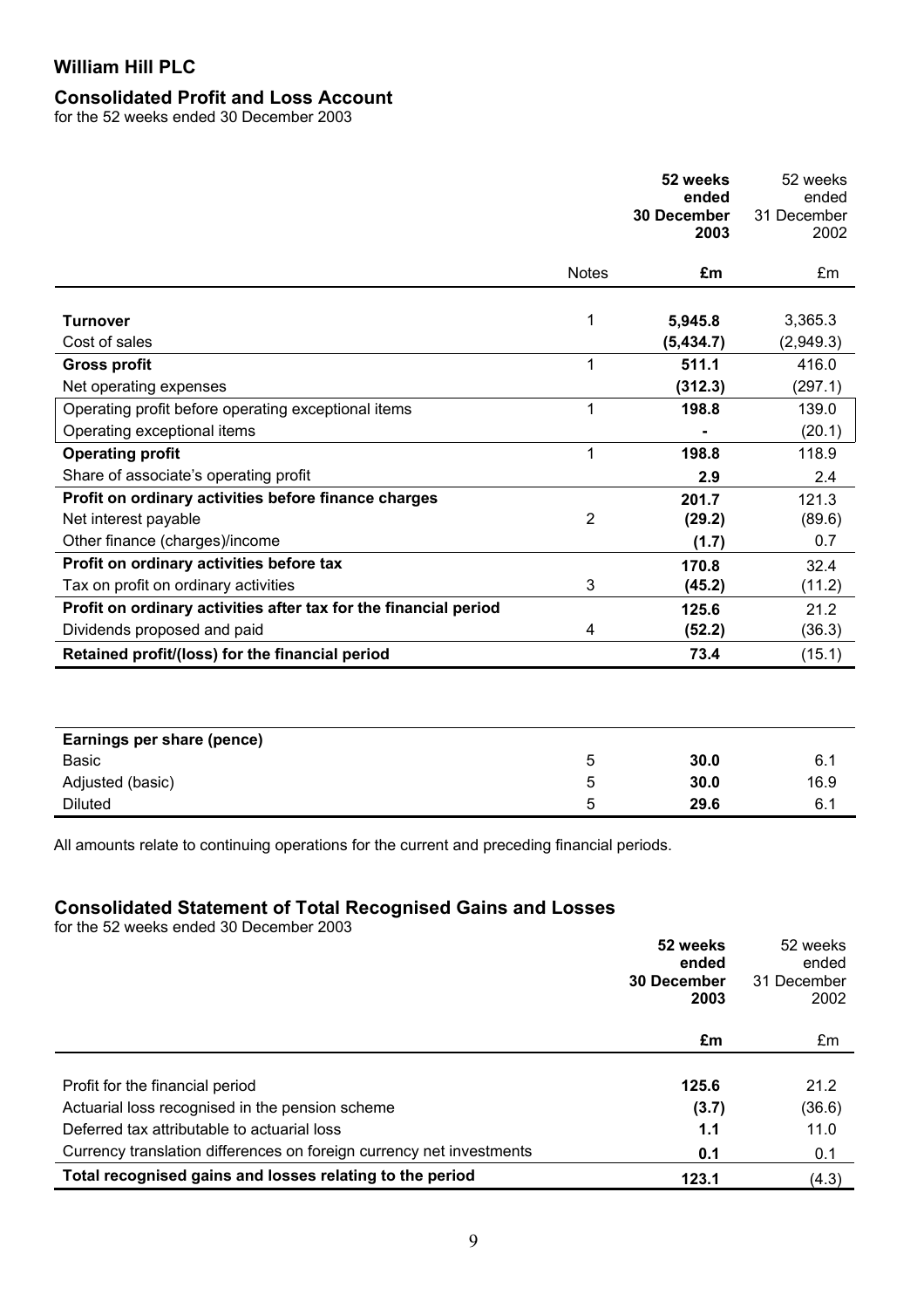# William Hill PLC

## Consolidated Profit and Loss Account

for the 52 weeks ended 30 December 2003

| | Notes | **52 weeks ended 30 December 2003** | 52 weeks ended 31 December 2002 |
|---|---|---|---|
| | | **£m** | £m |
| **Turnover** | 1 | **5,945.8** | 3,365.3 |
| Cost of sales | | **(5,434.7)** | (2,949.3) |
| **Gross profit** | 1 | **511.1** | 416.0 |
| Net operating expenses | | **(312.3)** | (297.1) |
| Operating profit before operating exceptional items | 1 | **198.8** | 139.0 |
| Operating exceptional items | | **-** | (20.1) |
| **Operating profit** | 1 | **198.8** | 118.9 |
| Share of associate's operating profit | | **2.9** | 2.4 |
| **Profit on ordinary activities before finance charges** | | **201.7** | 121.3 |
| Net interest payable | 2 | **(29.2)** | (89.6) |
| Other finance (charges)/income | | **(1.7)** | 0.7 |
| **Profit on ordinary activities before tax** | | **170.8** | 32.4 |
| Tax on profit on ordinary activities | 3 | **(45.2)** | (11.2) |
| **Profit on ordinary activities after tax for the financial period** | | **125.6** | 21.2 |
| Dividends proposed and paid | 4 | **(52.2)** | (36.3) |
| **Retained profit/(loss) for the financial period** | | **73.4** | (15.1) |

| **Earnings per share (pence)** | | | |
|---|---|---|---|
| Basic | 5 | **30.0** | 6.1 |
| Adjusted (basic) | 5 | **30.0** | 16.9 |
| Diluted | 5 | **29.6** | 6.1 |

All amounts relate to continuing operations for the current and preceding financial periods.

## Consolidated Statement of Total Recognised Gains and Losses

for the 52 weeks ended 30 December 2003

| | **52 weeks ended 30 December 2003** | 52 weeks ended 31 December 2002 |
|---|---|---|
| | **£m** | £m |
| Profit for the financial period | **125.6** | 21.2 |
| Actuarial loss recognised in the pension scheme | **(3.7)** | (36.6) |
| Deferred tax attributable to actuarial loss | **1.1** | 11.0 |
| Currency translation differences on foreign currency net investments | **0.1** | 0.1 |
| **Total recognised gains and losses relating to the period** | **123.1** | (4.3) |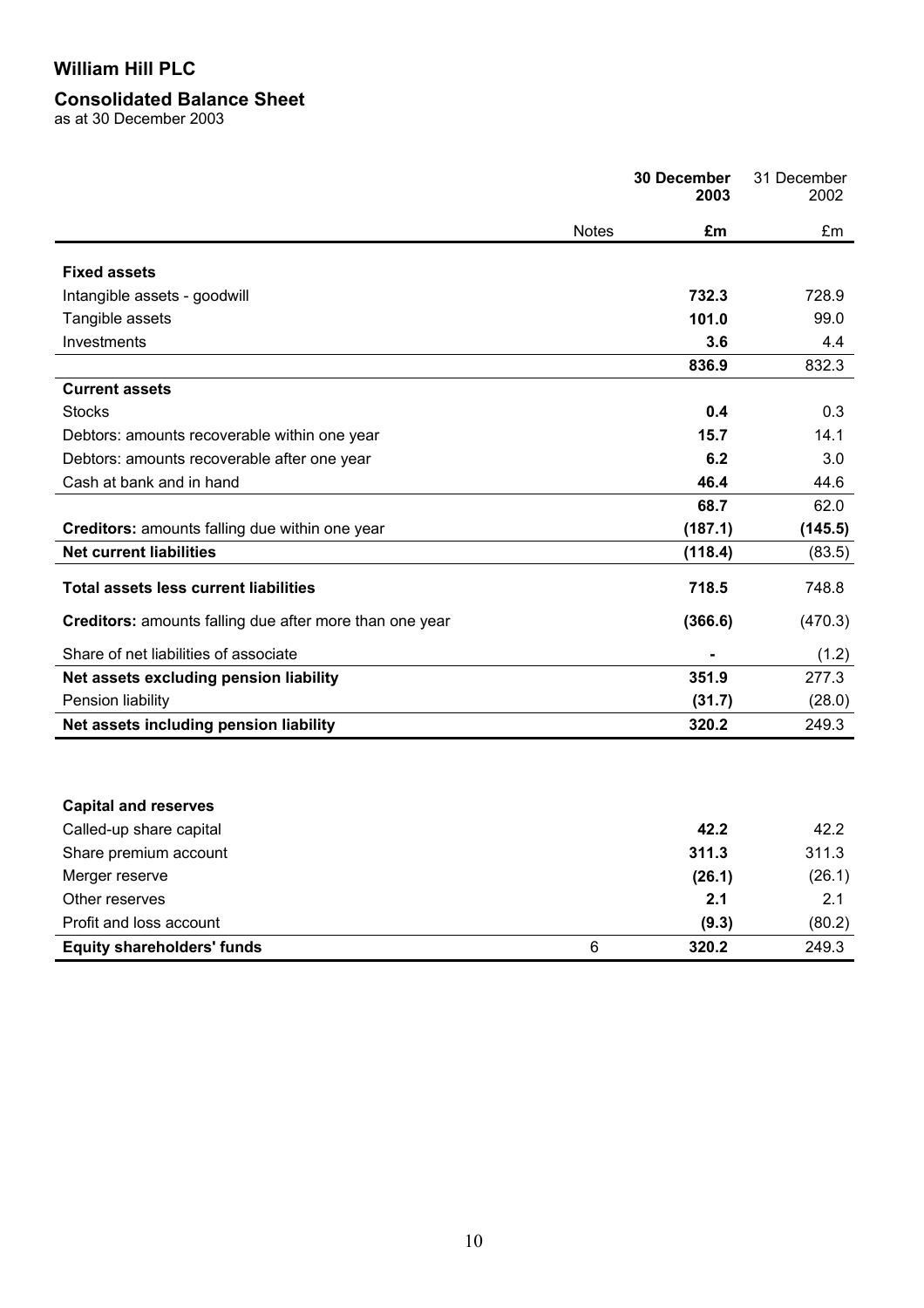## William Hill PLC

### Consolidated Balance Sheet

as at 30 December 2003

| | Notes | 30 December 2003 £m | 31 December 2002 £m |
|---|---|---|---|
| **Fixed assets** | | | |
| Intangible assets - goodwill | | **732.3** | 728.9 |
| Tangible assets | | **101.0** | 99.0 |
| Investments | | **3.6** | 4.4 |
| | | **836.9** | 832.3 |
| **Current assets** | | | |
| Stocks | | **0.4** | 0.3 |
| Debtors: amounts recoverable within one year | | **15.7** | 14.1 |
| Debtors: amounts recoverable after one year | | **6.2** | 3.0 |
| Cash at bank and in hand | | **46.4** | 44.6 |
| | | **68.7** | 62.0 |
| **Creditors:** amounts falling due within one year | | **(187.1)** | **(145.5)** |
| **Net current liabilities** | | **(118.4)** | (83.5) |
| **Total assets less current liabilities** | | **718.5** | 748.8 |
| **Creditors:** amounts falling due after more than one year | | **(366.6)** | (470.3) |
| Share of net liabilities of associate | | **-** | (1.2) |
| **Net assets excluding pension liability** | | **351.9** | 277.3 |
| Pension liability | | **(31.7)** | (28.0) |
| **Net assets including pension liability** | | **320.2** | 249.3 |
| | | | |
| **Capital and reserves** | | | |
| Called-up share capital | | **42.2** | 42.2 |
| Share premium account | | **311.3** | 311.3 |
| Merger reserve | | **(26.1)** | (26.1) |
| Other reserves | | **2.1** | 2.1 |
| Profit and loss account | | **(9.3)** | (80.2) |
| **Equity shareholders' funds** | 6 | **320.2** | 249.3 |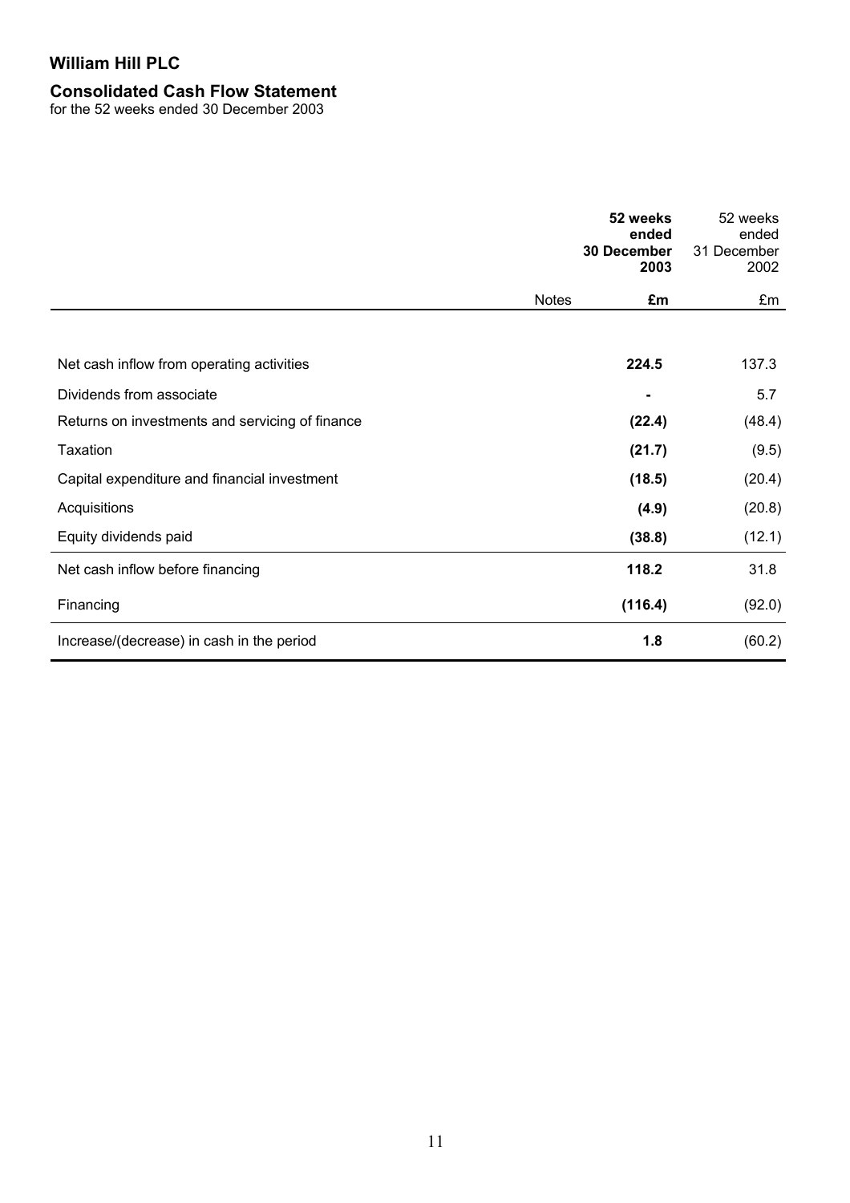# William Hill PLC

## Consolidated Cash Flow Statement

for the 52 weeks ended 30 December 2003

| | Notes | **52 weeks ended 30 December 2003** | 52 weeks ended 31 December 2002 |
|---|---|---|---|
| | | **£m** | £m |
| Net cash inflow from operating activities | | **224.5** | 137.3 |
| Dividends from associate | | **-** | 5.7 |
| Returns on investments and servicing of finance | | **(22.4)** | (48.4) |
| Taxation | | **(21.7)** | (9.5) |
| Capital expenditure and financial investment | | **(18.5)** | (20.4) |
| Acquisitions | | **(4.9)** | (20.8) |
| Equity dividends paid | | **(38.8)** | (12.1) |
| Net cash inflow before financing | | **118.2** | 31.8 |
| Financing | | **(116.4)** | (92.0) |
| Increase/(decrease) in cash in the period | | **1.8** | (60.2) |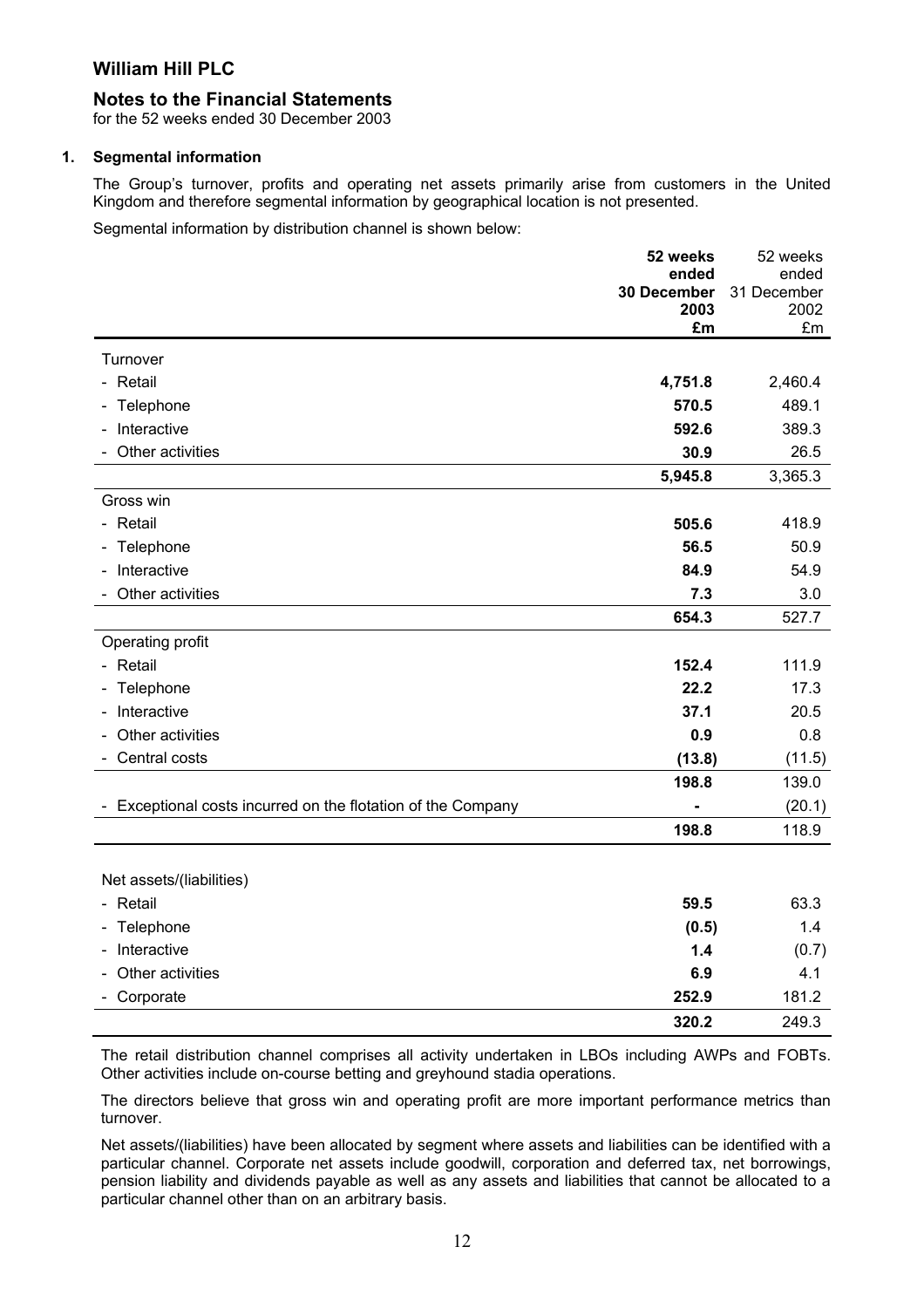# William Hill PLC

## Notes to the Financial Statements

for the 52 weeks ended 30 December 2003

### 1. Segmental information

The Group's turnover, profits and operating net assets primarily arise from customers in the United Kingdom and therefore segmental information by geographical location is not presented.

Segmental information by distribution channel is shown below:

| | **52 weeks ended 30 December 2003 £m** | 52 weeks ended 31 December 2002 £m |
|---|---|---|
| Turnover | | |
| - Retail | **4,751.8** | 2,460.4 |
| - Telephone | **570.5** | 489.1 |
| - Interactive | **592.6** | 389.3 |
| - Other activities | **30.9** | 26.5 |
| | **5,945.8** | 3,365.3 |
| Gross win | | |
| - Retail | **505.6** | 418.9 |
| - Telephone | **56.5** | 50.9 |
| - Interactive | **84.9** | 54.9 |
| - Other activities | **7.3** | 3.0 |
| | **654.3** | 527.7 |
| Operating profit | | |
| - Retail | **152.4** | 111.9 |
| - Telephone | **22.2** | 17.3 |
| - Interactive | **37.1** | 20.5 |
| - Other activities | **0.9** | 0.8 |
| - Central costs | **(13.8)** | (11.5) |
| | **198.8** | 139.0 |
| - Exceptional costs incurred on the flotation of the Company | **-** | (20.1) |
| | **198.8** | 118.9 |
| | | |
| Net assets/(liabilities) | | |
| - Retail | **59.5** | 63.3 |
| - Telephone | **(0.5)** | 1.4 |
| - Interactive | **1.4** | (0.7) |
| - Other activities | **6.9** | 4.1 |
| - Corporate | **252.9** | 181.2 |
| | **320.2** | 249.3 |

The retail distribution channel comprises all activity undertaken in LBOs including AWPs and FOBTs. Other activities include on-course betting and greyhound stadia operations.

The directors believe that gross win and operating profit are more important performance metrics than turnover.

Net assets/(liabilities) have been allocated by segment where assets and liabilities can be identified with a particular channel. Corporate net assets include goodwill, corporation and deferred tax, net borrowings, pension liability and dividends payable as well as any assets and liabilities that cannot be allocated to a particular channel other than on an arbitrary basis.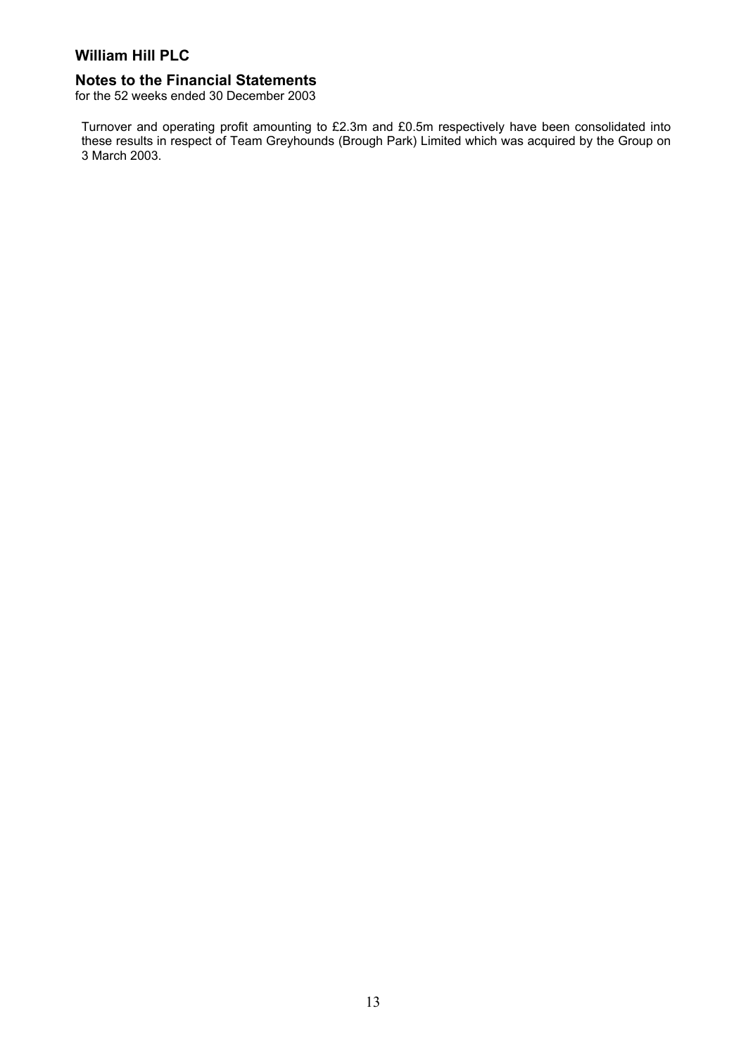# William Hill PLC

## Notes to the Financial Statements

for the 52 weeks ended 30 December 2003

Turnover and operating profit amounting to £2.3m and £0.5m respectively have been consolidated into these results in respect of Team Greyhounds (Brough Park) Limited which was acquired by the Group on 3 March 2003.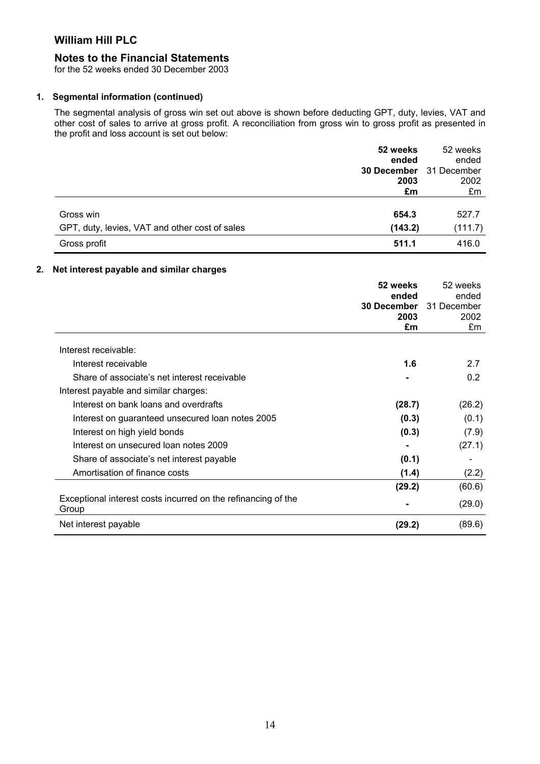# William Hill PLC

## Notes to the Financial Statements

for the 52 weeks ended 30 December 2003

### 1. Segmental information (continued)

The segmental analysis of gross win set out above is shown before deducting GPT, duty, levies, VAT and other cost of sales to arrive at gross profit. A reconciliation from gross win to gross profit as presented in the profit and loss account is set out below:

| | **52 weeks ended 30 December 2003 £m** | 52 weeks ended 31 December 2002 £m |
|---|---|---|
| Gross win | **654.3** | 527.7 |
| GPT, duty, levies, VAT and other cost of sales | **(143.2)** | (111.7) |
| Gross profit | **511.1** | 416.0 |

### 2. Net interest payable and similar charges

| | **52 weeks ended 30 December 2003 £m** | 52 weeks ended 31 December 2002 £m |
|---|---|---|
| Interest receivable: | | |
| Interest receivable | **1.6** | 2.7 |
| Share of associate's net interest receivable | **-** | 0.2 |
| Interest payable and similar charges: | | |
| Interest on bank loans and overdrafts | **(28.7)** | (26.2) |
| Interest on guaranteed unsecured loan notes 2005 | **(0.3)** | (0.1) |
| Interest on high yield bonds | **(0.3)** | (7.9) |
| Interest on unsecured loan notes 2009 | **-** | (27.1) |
| Share of associate's net interest payable | **(0.1)** | - |
| Amortisation of finance costs | **(1.4)** | (2.2) |
| | **(29.2)** | (60.6) |
| Exceptional interest costs incurred on the refinancing of the Group | **-** | (29.0) |
| Net interest payable | **(29.2)** | (89.6) |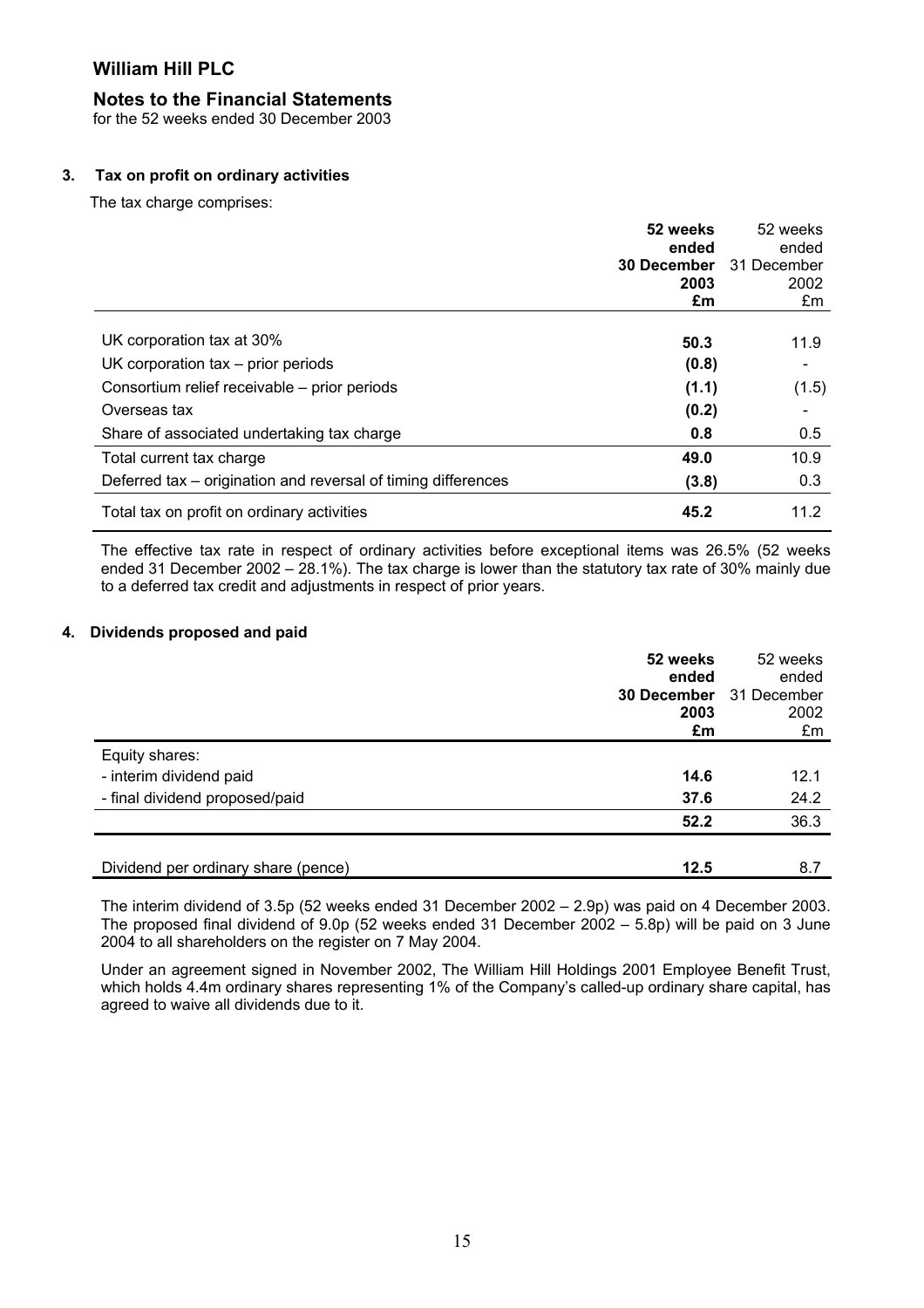# William Hill PLC

## Notes to the Financial Statements

for the 52 weeks ended 30 December 2003

### 3. Tax on profit on ordinary activities

The tax charge comprises:

| | **52 weeks ended 30 December 2003 £m** | 52 weeks ended 31 December 2002 £m |
|---|---|---|
| UK corporation tax at 30% | **50.3** | 11.9 |
| UK corporation tax – prior periods | **(0.8)** | - |
| Consortium relief receivable – prior periods | **(1.1)** | (1.5) |
| Overseas tax | **(0.2)** | - |
| Share of associated undertaking tax charge | **0.8** | 0.5 |
| Total current tax charge | **49.0** | 10.9 |
| Deferred tax – origination and reversal of timing differences | **(3.8)** | 0.3 |
| Total tax on profit on ordinary activities | **45.2** | 11.2 |

The effective tax rate in respect of ordinary activities before exceptional items was 26.5% (52 weeks ended 31 December 2002 – 28.1%). The tax charge is lower than the statutory tax rate of 30% mainly due to a deferred tax credit and adjustments in respect of prior years.

### 4. Dividends proposed and paid

| | **52 weeks ended 30 December 2003 £m** | 52 weeks ended 31 December 2002 £m |
|---|---|---|
| Equity shares: | | |
| - interim dividend paid | **14.6** | 12.1 |
| - final dividend proposed/paid | **37.6** | 24.2 |
| | **52.2** | 36.3 |
| Dividend per ordinary share (pence) | **12.5** | 8.7 |

The interim dividend of 3.5p (52 weeks ended 31 December 2002 – 2.9p) was paid on 4 December 2003. The proposed final dividend of 9.0p (52 weeks ended 31 December 2002 – 5.8p) will be paid on 3 June 2004 to all shareholders on the register on 7 May 2004.

Under an agreement signed in November 2002, The William Hill Holdings 2001 Employee Benefit Trust, which holds 4.4m ordinary shares representing 1% of the Company's called-up ordinary share capital, has agreed to waive all dividends due to it.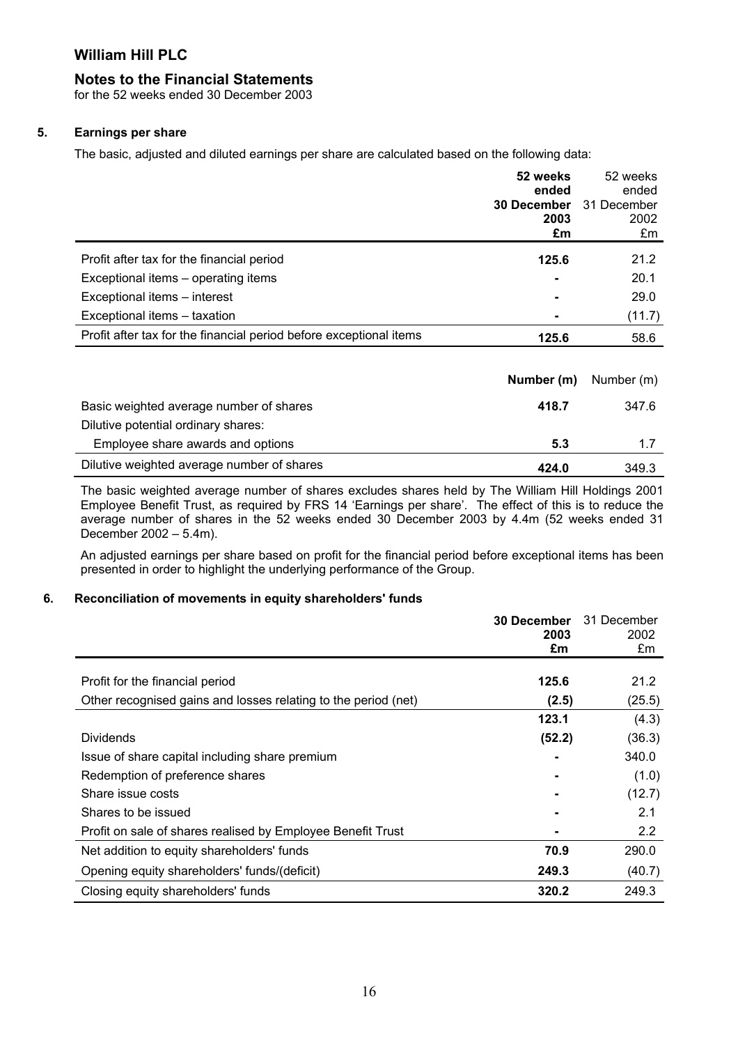# William Hill PLC

## Notes to the Financial Statements

for the 52 weeks ended 30 December 2003

### 5. Earnings per share

The basic, adjusted and diluted earnings per share are calculated based on the following data:

| | **52 weeks ended 30 December 2003 £m** | 52 weeks ended 31 December 2002 £m |
|---|---|---|
| Profit after tax for the financial period | **125.6** | 21.2 |
| Exceptional items – operating items | **-** | 20.1 |
| Exceptional items – interest | **-** | 29.0 |
| Exceptional items – taxation | **-** | (11.7) |
| Profit after tax for the financial period before exceptional items | **125.6** | 58.6 |

| | **Number (m)** | Number (m) |
|---|---|---|
| Basic weighted average number of shares | **418.7** | 347.6 |
| Dilutive potential ordinary shares: | | |
| Employee share awards and options | **5.3** | 1.7 |
| Dilutive weighted average number of shares | **424.0** | 349.3 |

The basic weighted average number of shares excludes shares held by The William Hill Holdings 2001 Employee Benefit Trust, as required by FRS 14 'Earnings per share'. The effect of this is to reduce the average number of shares in the 52 weeks ended 30 December 2003 by 4.4m (52 weeks ended 31 December 2002 – 5.4m).

An adjusted earnings per share based on profit for the financial period before exceptional items has been presented in order to highlight the underlying performance of the Group.

### 6. Reconciliation of movements in equity shareholders' funds

| | **30 December 2003 £m** | 31 December 2002 £m |
|---|---|---|
| Profit for the financial period | **125.6** | 21.2 |
| Other recognised gains and losses relating to the period (net) | **(2.5)** | (25.5) |
| | **123.1** | (4.3) |
| Dividends | **(52.2)** | (36.3) |
| Issue of share capital including share premium | **-** | 340.0 |
| Redemption of preference shares | **-** | (1.0) |
| Share issue costs | **-** | (12.7) |
| Shares to be issued | **-** | 2.1 |
| Profit on sale of shares realised by Employee Benefit Trust | **-** | 2.2 |
| Net addition to equity shareholders' funds | **70.9** | 290.0 |
| Opening equity shareholders' funds/(deficit) | **249.3** | (40.7) |
| Closing equity shareholders' funds | **320.2** | 249.3 |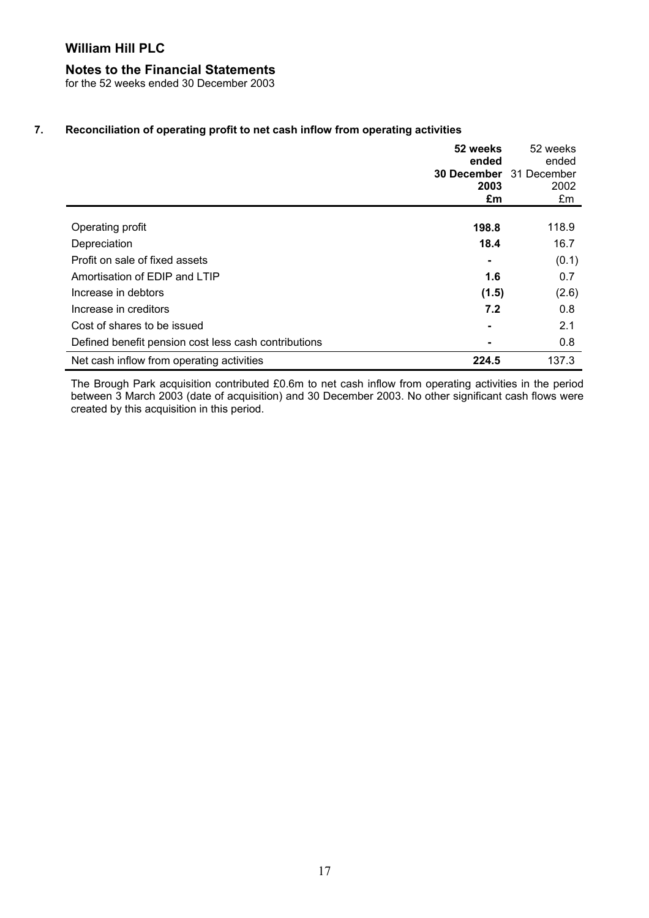# William Hill PLC

## Notes to the Financial Statements

for the 52 weeks ended 30 December 2003

### 7. Reconciliation of operating profit to net cash inflow from operating activities

| | **52 weeks ended 30 December 2003 £m** | 52 weeks ended 31 December 2002 £m |
|---|---|---|
| Operating profit | **198.8** | 118.9 |
| Depreciation | **18.4** | 16.7 |
| Profit on sale of fixed assets | **-** | (0.1) |
| Amortisation of EDIP and LTIP | **1.6** | 0.7 |
| Increase in debtors | **(1.5)** | (2.6) |
| Increase in creditors | **7.2** | 0.8 |
| Cost of shares to be issued | **-** | 2.1 |
| Defined benefit pension cost less cash contributions | **-** | 0.8 |
| Net cash inflow from operating activities | **224.5** | 137.3 |

The Brough Park acquisition contributed £0.6m to net cash inflow from operating activities in the period between 3 March 2003 (date of acquisition) and 30 December 2003. No other significant cash flows were created by this acquisition in this period.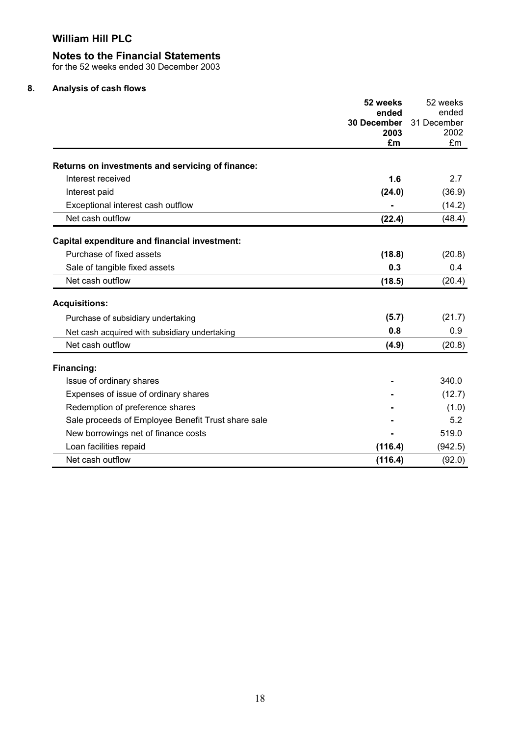# William Hill PLC

## Notes to the Financial Statements

for the 52 weeks ended 30 December 2003

### 8. Analysis of cash flows

| | **52 weeks ended 30 December 2003 £m** | 52 weeks ended 31 December 2002 £m |
|---|---|---|
| **Returns on investments and servicing of finance:** | | |
| Interest received | **1.6** | 2.7 |
| Interest paid | **(24.0)** | (36.9) |
| Exceptional interest cash outflow | **-** | (14.2) |
| Net cash outflow | **(22.4)** | (48.4) |
| **Capital expenditure and financial investment:** | | |
| Purchase of fixed assets | **(18.8)** | (20.8) |
| Sale of tangible fixed assets | **0.3** | 0.4 |
| Net cash outflow | **(18.5)** | (20.4) |
| **Acquisitions:** | | |
| Purchase of subsidiary undertaking | **(5.7)** | (21.7) |
| Net cash acquired with subsidiary undertaking | **0.8** | 0.9 |
| Net cash outflow | **(4.9)** | (20.8) |
| **Financing:** | | |
| Issue of ordinary shares | **-** | 340.0 |
| Expenses of issue of ordinary shares | **-** | (12.7) |
| Redemption of preference shares | **-** | (1.0) |
| Sale proceeds of Employee Benefit Trust share sale | **-** | 5.2 |
| New borrowings net of finance costs | **-** | 519.0 |
| Loan facilities repaid | **(116.4)** | (942.5) |
| Net cash outflow | **(116.4)** | (92.0) |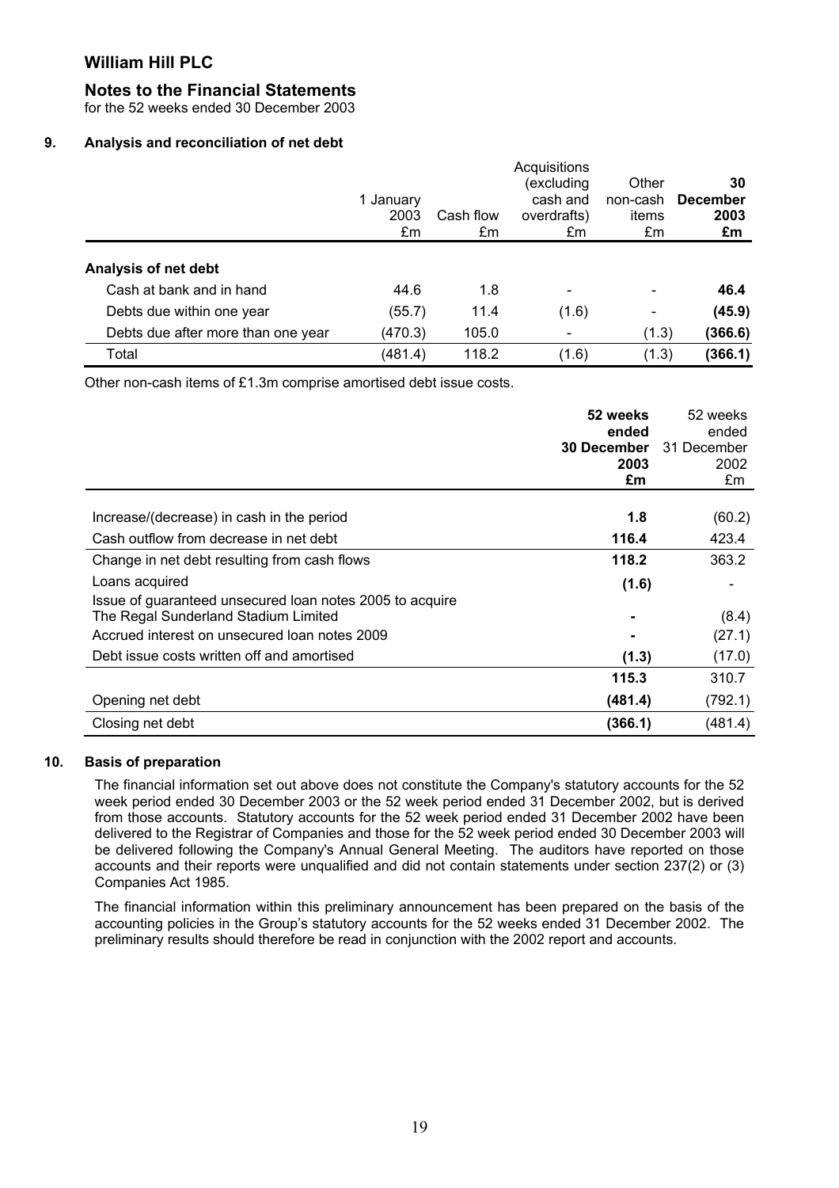# William Hill PLC

## Notes to the Financial Statements

for the 52 weeks ended 30 December 2003

### 9. Analysis and reconciliation of net debt

| | 1 January 2003 £m | Cash flow £m | Acquisitions (excluding cash and overdrafts) £m | Other non-cash items £m | **30 December 2003 £m** |
|---|---|---|---|---|---|
| **Analysis of net debt** | | | | | |
| Cash at bank and in hand | 44.6 | 1.8 | - | - | **46.4** |
| Debts due within one year | (55.7) | 11.4 | (1.6) | - | **(45.9)** |
| Debts due after more than one year | (470.3) | 105.0 | - | (1.3) | **(366.6)** |
| Total | (481.4) | 118.2 | (1.6) | (1.3) | **(366.1)** |

Other non-cash items of £1.3m comprise amortised debt issue costs.

| | **52 weeks ended 30 December 2003 £m** | 52 weeks ended 31 December 2002 £m |
|---|---|---|
| Increase/(decrease) in cash in the period | **1.8** | (60.2) |
| Cash outflow from decrease in net debt | **116.4** | 423.4 |
| Change in net debt resulting from cash flows | **118.2** | 363.2 |
| Loans acquired | **(1.6)** | - |
| Issue of guaranteed unsecured loan notes 2005 to acquire The Regal Sunderland Stadium Limited | **-** | (8.4) |
| Accrued interest on unsecured loan notes 2009 | **-** | (27.1) |
| Debt issue costs written off and amortised | **(1.3)** | (17.0) |
| | **115.3** | 310.7 |
| Opening net debt | **(481.4)** | (792.1) |
| Closing net debt | **(366.1)** | (481.4) |

### 10. Basis of preparation

The financial information set out above does not constitute the Company's statutory accounts for the 52 week period ended 30 December 2003 or the 52 week period ended 31 December 2002, but is derived from those accounts. Statutory accounts for the 52 week period ended 31 December 2002 have been delivered to the Registrar of Companies and those for the 52 week period ended 30 December 2003 will be delivered following the Company's Annual General Meeting. The auditors have reported on those accounts and their reports were unqualified and did not contain statements under section 237(2) or (3) Companies Act 1985.

The financial information within this preliminary announcement has been prepared on the basis of the accounting policies in the Group's statutory accounts for the 52 weeks ended 31 December 2002. The preliminary results should therefore be read in conjunction with the 2002 report and accounts.